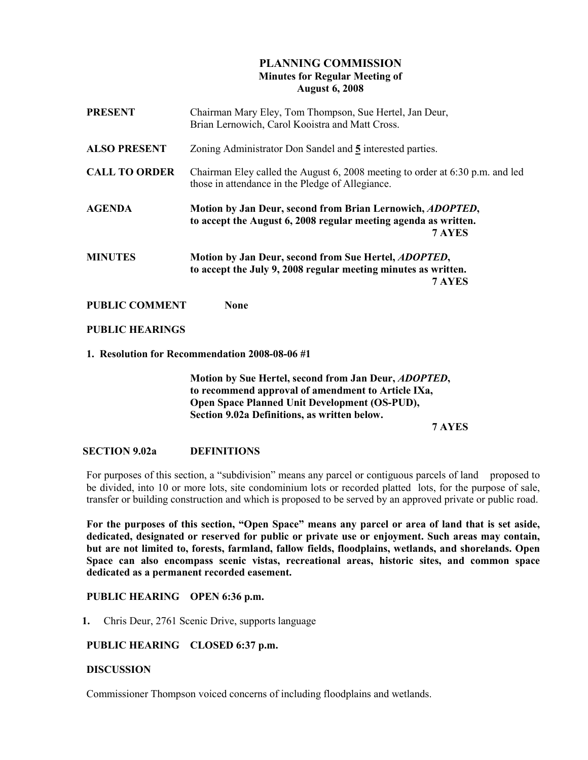# PLANNING COMMISSION

## Minutes for Regular Meeting of August 6, 2008

**PRESENT** Chairman Mary Eley, Tom Thompson, Sue Hertel, Jan Deur, Brian Lernowich, Carol Kooistra and Matt Cross.

**ALSO PRESENT** Zoning Administrator Don Sandel and **5** interested parties.

**CALL TO ORDER** Chairman Eley called the August 6, 2008 meeting to order at 6:30 p.m. and led those in attendance in the Pledge of Allegiance.

**AGENDA** **Motion by Jan Deur, second from Brian Lernowich, *ADOPTED*, to accept the August 6, 2008 regular meeting agenda as written.**
**7 AYES**

**MINUTES** **Motion by Jan Deur, second from Sue Hertel, *ADOPTED*, to accept the July 9, 2008 regular meeting minutes as written.**
**7 AYES**

**PUBLIC COMMENT** **None**

**PUBLIC HEARINGS**

**1. Resolution for Recommendation 2008-08-06 #1**

**Motion by Sue Hertel, second from Jan Deur, *ADOPTED*, to recommend approval of amendment to Article IXa, Open Space Planned Unit Development (OS-PUD), Section 9.02a Definitions, as written below.**
**7 AYES**

**SECTION 9.02a DEFINITIONS**

For purposes of this section, a "subdivision" means any parcel or contiguous parcels of land proposed to be divided, into 10 or more lots, site condominium lots or recorded platted lots, for the purpose of sale, transfer or building construction and which is proposed to be served by an approved private or public road.

**For the purposes of this section, "Open Space" means any parcel or area of land that is set aside, dedicated, designated or reserved for public or private use or enjoyment. Such areas may contain, but are not limited to, forests, farmland, fallow fields, floodplains, wetlands, and shorelands. Open Space can also encompass scenic vistas, recreational areas, historic sites, and common space dedicated as a permanent recorded easement.**

**PUBLIC HEARING OPEN 6:36 p.m.**

1. Chris Deur, 2761 Scenic Drive, supports language

**PUBLIC HEARING CLOSED 6:37 p.m.**

**DISCUSSION**

Commissioner Thompson voiced concerns of including floodplains and wetlands.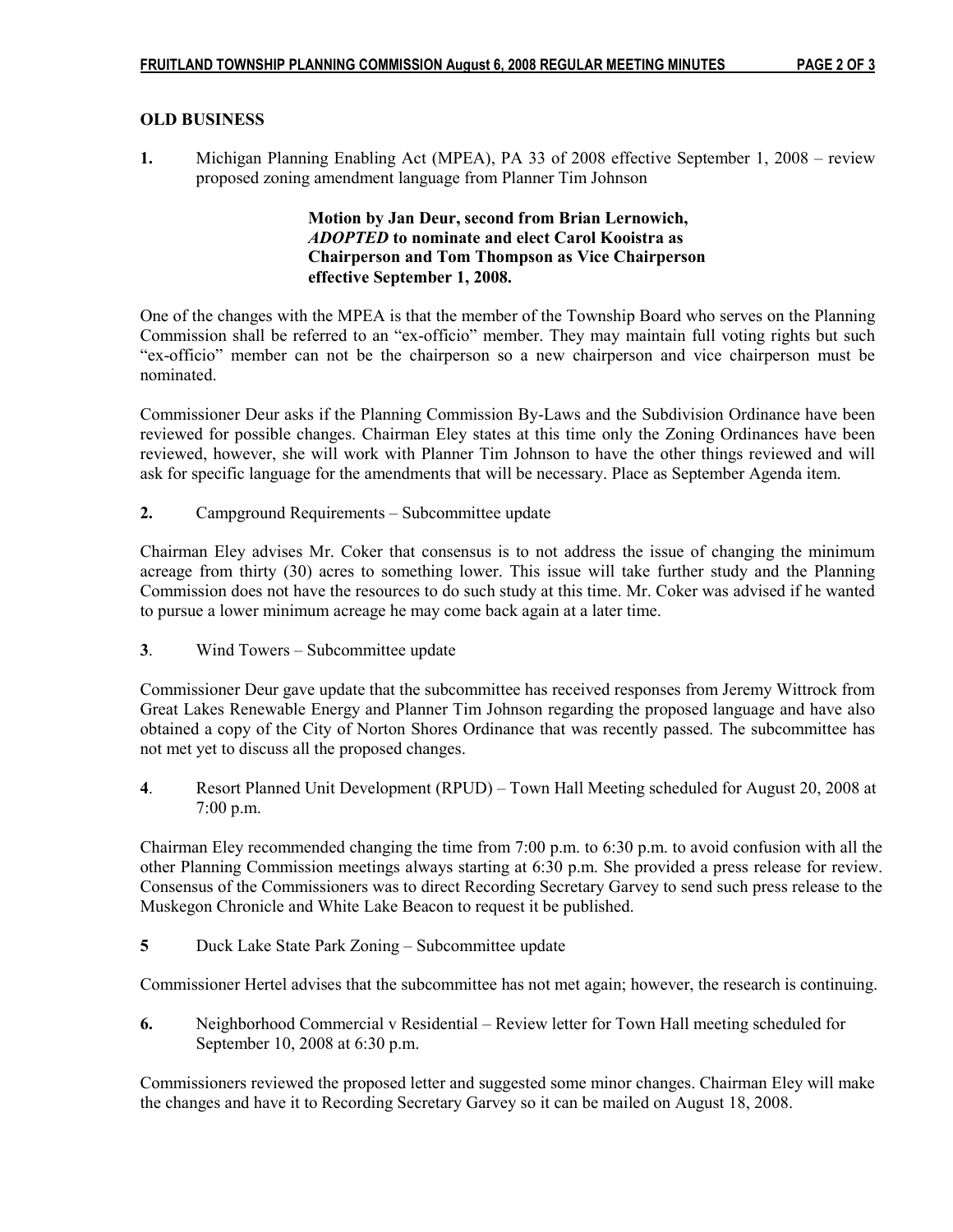## OLD BUSINESS

**1.** Michigan Planning Enabling Act (MPEA), PA 33 of 2008 effective September 1, 2008 – review proposed zoning amendment language from Planner Tim Johnson

> **Motion by Jan Deur, second from Brian Lernowich, *ADOPTED* to nominate and elect Carol Kooistra as Chairperson and Tom Thompson as Vice Chairperson effective September 1, 2008.**

One of the changes with the MPEA is that the member of the Township Board who serves on the Planning Commission shall be referred to an "ex-officio" member. They may maintain full voting rights but such "ex-officio" member can not be the chairperson so a new chairperson and vice chairperson must be nominated.

Commissioner Deur asks if the Planning Commission By-Laws and the Subdivision Ordinance have been reviewed for possible changes. Chairman Eley states at this time only the Zoning Ordinances have been reviewed, however, she will work with Planner Tim Johnson to have the other things reviewed and will ask for specific language for the amendments that will be necessary. Place as September Agenda item.

**2.** Campground Requirements – Subcommittee update

Chairman Eley advises Mr. Coker that consensus is to not address the issue of changing the minimum acreage from thirty (30) acres to something lower. This issue will take further study and the Planning Commission does not have the resources to do such study at this time. Mr. Coker was advised if he wanted to pursue a lower minimum acreage he may come back again at a later time.

**3**. Wind Towers – Subcommittee update

Commissioner Deur gave update that the subcommittee has received responses from Jeremy Wittrock from Great Lakes Renewable Energy and Planner Tim Johnson regarding the proposed language and have also obtained a copy of the City of Norton Shores Ordinance that was recently passed. The subcommittee has not met yet to discuss all the proposed changes.

**4**. Resort Planned Unit Development (RPUD) – Town Hall Meeting scheduled for August 20, 2008 at 7:00 p.m.

Chairman Eley recommended changing the time from 7:00 p.m. to 6:30 p.m. to avoid confusion with all the other Planning Commission meetings always starting at 6:30 p.m. She provided a press release for review. Consensus of the Commissioners was to direct Recording Secretary Garvey to send such press release to the Muskegon Chronicle and White Lake Beacon to request it be published.

**5** Duck Lake State Park Zoning – Subcommittee update

Commissioner Hertel advises that the subcommittee has not met again; however, the research is continuing.

**6.** Neighborhood Commercial v Residential – Review letter for Town Hall meeting scheduled for September 10, 2008 at 6:30 p.m.

Commissioners reviewed the proposed letter and suggested some minor changes. Chairman Eley will make the changes and have it to Recording Secretary Garvey so it can be mailed on August 18, 2008.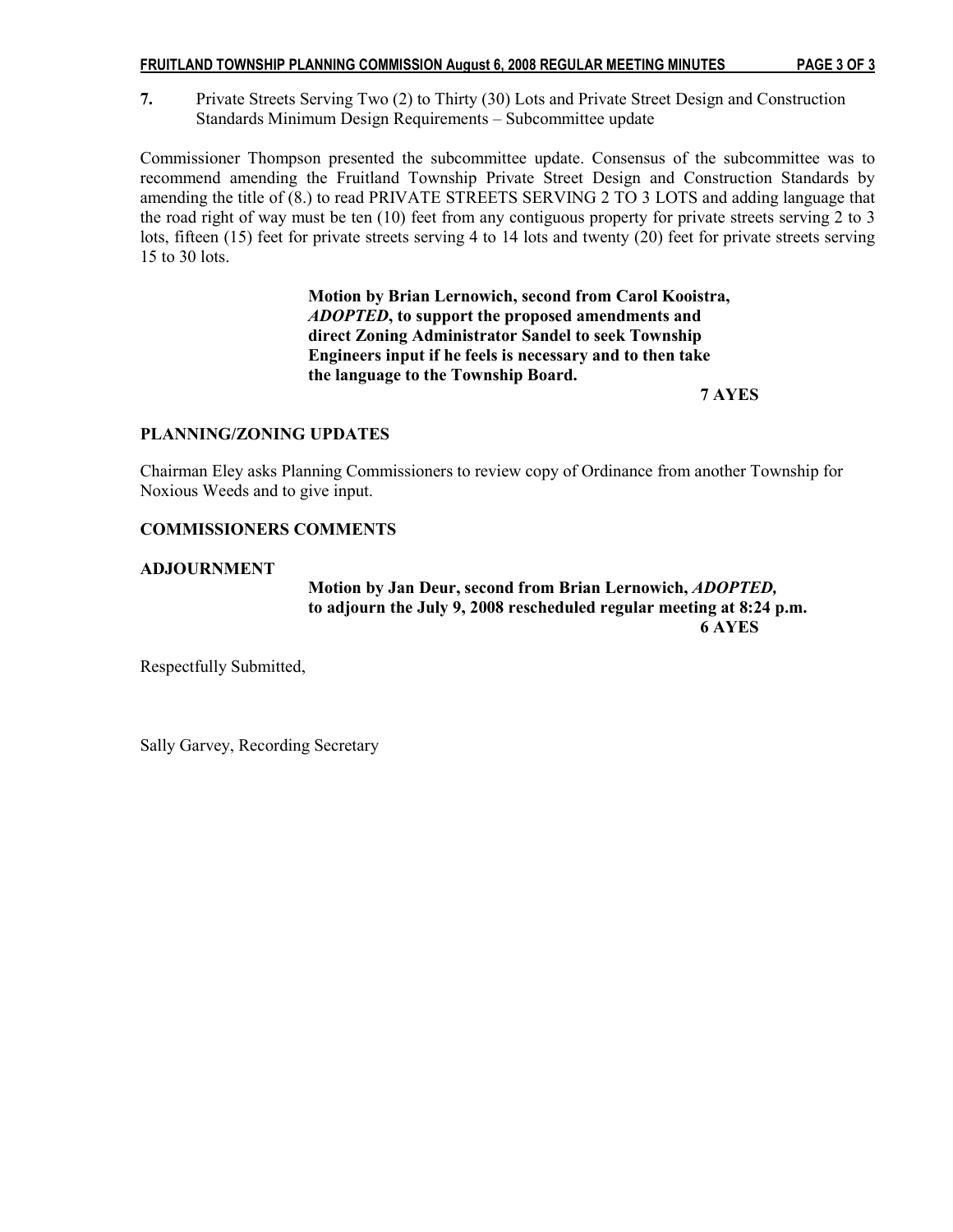**7.** Private Streets Serving Two (2) to Thirty (30) Lots and Private Street Design and Construction Standards Minimum Design Requirements – Subcommittee update

Commissioner Thompson presented the subcommittee update. Consensus of the subcommittee was to recommend amending the Fruitland Township Private Street Design and Construction Standards by amending the title of (8.) to read PRIVATE STREETS SERVING 2 TO 3 LOTS and adding language that the road right of way must be ten (10) feet from any contiguous property for private streets serving 2 to 3 lots, fifteen (15) feet for private streets serving 4 to 14 lots and twenty (20) feet for private streets serving 15 to 30 lots.

**Motion by Brian Lernowich, second from Carol Kooistra, *ADOPTED*, to support the proposed amendments and direct Zoning Administrator Sandel to seek Township Engineers input if he feels is necessary and to then take the language to the Township Board.**

**7 AYES**

**PLANNING/ZONING UPDATES**

Chairman Eley asks Planning Commissioners to review copy of Ordinance from another Township for Noxious Weeds and to give input.

**COMMISSIONERS COMMENTS**

**ADJOURNMENT**

**Motion by Jan Deur, second from Brian Lernowich, *ADOPTED,* to adjourn the July 9, 2008 rescheduled regular meeting at 8:24 p.m.**

**6 AYES**

Respectfully Submitted,

Sally Garvey, Recording Secretary